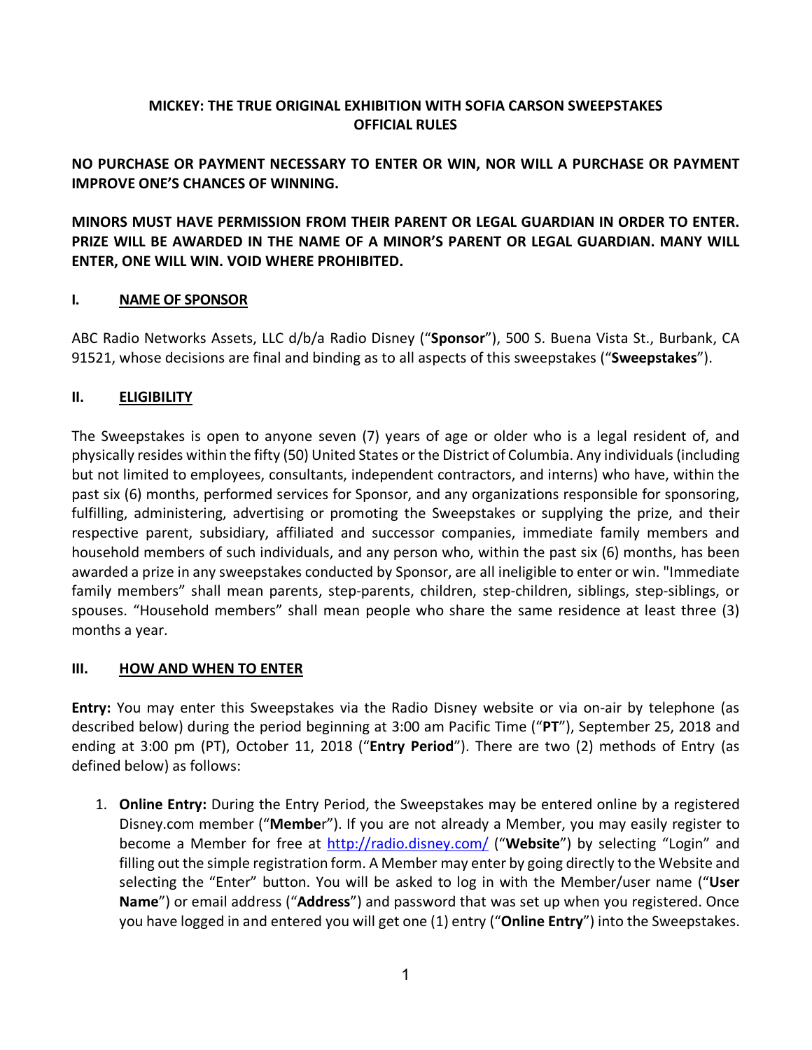# MICKEY: THE TRUE ORIGINAL EXHIBITION WITH SOFIA CARSON SWEEPSTAKES OFFICIAL RULES

**NO PURCHASE OR PAYMENT NECESSARY TO ENTER OR WIN, NOR WILL A PURCHASE OR PAYMENT IMPROVE ONE'S CHANCES OF WINNING.**

**MINORS MUST HAVE PERMISSION FROM THEIR PARENT OR LEGAL GUARDIAN IN ORDER TO ENTER. PRIZE WILL BE AWARDED IN THE NAME OF A MINOR'S PARENT OR LEGAL GUARDIAN. MANY WILL ENTER, ONE WILL WIN. VOID WHERE PROHIBITED.**

## I. NAME OF SPONSOR

ABC Radio Networks Assets, LLC d/b/a Radio Disney ("**Sponsor**"), 500 S. Buena Vista St., Burbank, CA 91521, whose decisions are final and binding as to all aspects of this sweepstakes ("**Sweepstakes**").

## II. ELIGIBILITY

The Sweepstakes is open to anyone seven (7) years of age or older who is a legal resident of, and physically resides within the fifty (50) United States or the District of Columbia. Any individuals (including but not limited to employees, consultants, independent contractors, and interns) who have, within the past six (6) months, performed services for Sponsor, and any organizations responsible for sponsoring, fulfilling, administering, advertising or promoting the Sweepstakes or supplying the prize, and their respective parent, subsidiary, affiliated and successor companies, immediate family members and household members of such individuals, and any person who, within the past six (6) months, has been awarded a prize in any sweepstakes conducted by Sponsor, are all ineligible to enter or win. "Immediate family members" shall mean parents, step-parents, children, step-children, siblings, step-siblings, or spouses. "Household members" shall mean people who share the same residence at least three (3) months a year.

## III. HOW AND WHEN TO ENTER

**Entry:** You may enter this Sweepstakes via the Radio Disney website or via on-air by telephone (as described below) during the period beginning at 3:00 am Pacific Time ("**PT**"), September 25, 2018 and ending at 3:00 pm (PT), October 11, 2018 ("**Entry Period**"). There are two (2) methods of Entry (as defined below) as follows:

1. **Online Entry:** During the Entry Period, the Sweepstakes may be entered online by a registered Disney.com member ("**Member**"). If you are not already a Member, you may easily register to become a Member for free at http://radio.disney.com/ ("**Website**") by selecting "Login" and filling out the simple registration form. A Member may enter by going directly to the Website and selecting the "Enter" button. You will be asked to log in with the Member/user name ("**User Name**") or email address ("**Address**") and password that was set up when you registered. Once you have logged in and entered you will get one (1) entry ("**Online Entry**") into the Sweepstakes.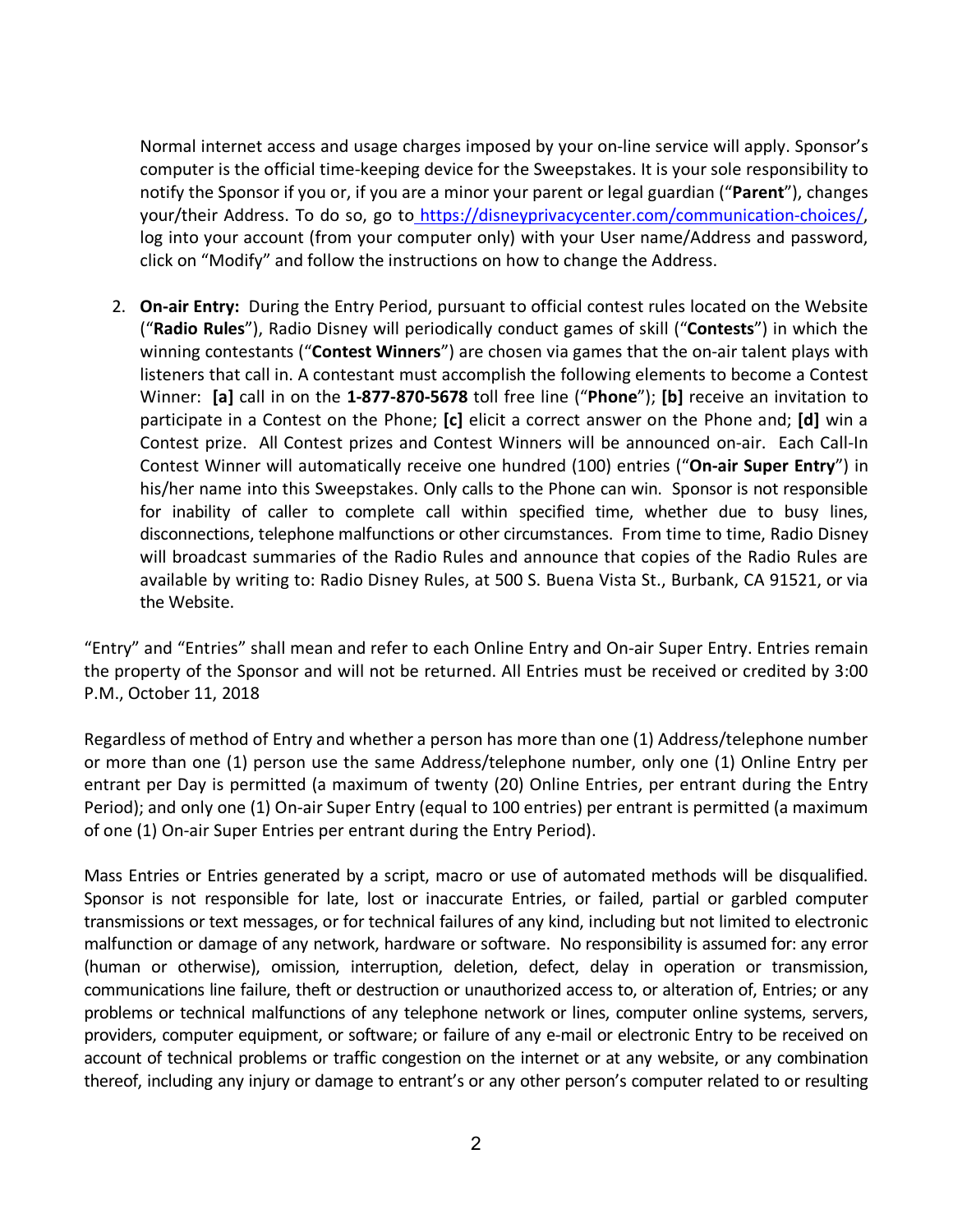Normal internet access and usage charges imposed by your on-line service will apply. Sponsor's computer is the official time-keeping device for the Sweepstakes. It is your sole responsibility to notify the Sponsor if you or, if you are a minor your parent or legal guardian ("**Parent**"), changes your/their Address. To do so, go to https://disneyprivacycenter.com/communication-choices/, log into your account (from your computer only) with your User name/Address and password, click on "Modify" and follow the instructions on how to change the Address.

2. **On-air Entry:** During the Entry Period, pursuant to official contest rules located on the Website ("**Radio Rules**"), Radio Disney will periodically conduct games of skill ("**Contests**") in which the winning contestants ("**Contest Winners**") are chosen via games that the on-air talent plays with listeners that call in. A contestant must accomplish the following elements to become a Contest Winner: **[a]** call in on the **1-877-870-5678** toll free line ("**Phone**"); **[b]** receive an invitation to participate in a Contest on the Phone; **[c]** elicit a correct answer on the Phone and; **[d]** win a Contest prize. All Contest prizes and Contest Winners will be announced on-air. Each Call-In Contest Winner will automatically receive one hundred (100) entries ("**On-air Super Entry**") in his/her name into this Sweepstakes. Only calls to the Phone can win. Sponsor is not responsible for inability of caller to complete call within specified time, whether due to busy lines, disconnections, telephone malfunctions or other circumstances. From time to time, Radio Disney will broadcast summaries of the Radio Rules and announce that copies of the Radio Rules are available by writing to: Radio Disney Rules, at 500 S. Buena Vista St., Burbank, CA 91521, or via the Website.

"Entry" and "Entries" shall mean and refer to each Online Entry and On-air Super Entry. Entries remain the property of the Sponsor and will not be returned. All Entries must be received or credited by 3:00 P.M., October 11, 2018

Regardless of method of Entry and whether a person has more than one (1) Address/telephone number or more than one (1) person use the same Address/telephone number, only one (1) Online Entry per entrant per Day is permitted (a maximum of twenty (20) Online Entries, per entrant during the Entry Period); and only one (1) On-air Super Entry (equal to 100 entries) per entrant is permitted (a maximum of one (1) On-air Super Entries per entrant during the Entry Period).

Mass Entries or Entries generated by a script, macro or use of automated methods will be disqualified. Sponsor is not responsible for late, lost or inaccurate Entries, or failed, partial or garbled computer transmissions or text messages, or for technical failures of any kind, including but not limited to electronic malfunction or damage of any network, hardware or software. No responsibility is assumed for: any error (human or otherwise), omission, interruption, deletion, defect, delay in operation or transmission, communications line failure, theft or destruction or unauthorized access to, or alteration of, Entries; or any problems or technical malfunctions of any telephone network or lines, computer online systems, servers, providers, computer equipment, or software; or failure of any e-mail or electronic Entry to be received on account of technical problems or traffic congestion on the internet or at any website, or any combination thereof, including any injury or damage to entrant's or any other person's computer related to or resulting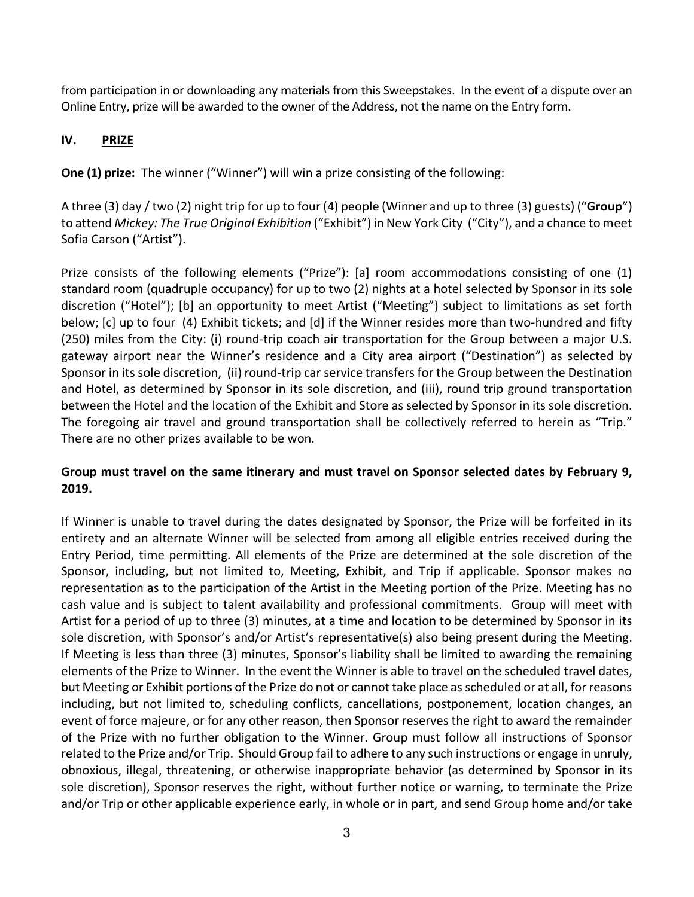from participation in or downloading any materials from this Sweepstakes. In the event of a dispute over an Online Entry, prize will be awarded to the owner of the Address, not the name on the Entry form.

## IV. PRIZE

**One (1) prize:** The winner ("Winner") will win a prize consisting of the following:

A three (3) day / two (2) night trip for up to four (4) people (Winner and up to three (3) guests) ("**Group**") to attend *Mickey: The True Original Exhibition* ("Exhibit") in New York City ("City"), and a chance to meet Sofia Carson ("Artist").

Prize consists of the following elements ("Prize"): [a] room accommodations consisting of one (1) standard room (quadruple occupancy) for up to two (2) nights at a hotel selected by Sponsor in its sole discretion ("Hotel"); [b] an opportunity to meet Artist ("Meeting") subject to limitations as set forth below; [c] up to four (4) Exhibit tickets; and [d] if the Winner resides more than two-hundred and fifty (250) miles from the City: (i) round-trip coach air transportation for the Group between a major U.S. gateway airport near the Winner's residence and a City area airport ("Destination") as selected by Sponsor in its sole discretion, (ii) round-trip car service transfers for the Group between the Destination and Hotel, as determined by Sponsor in its sole discretion, and (iii), round trip ground transportation between the Hotel and the location of the Exhibit and Store as selected by Sponsor in its sole discretion. The foregoing air travel and ground transportation shall be collectively referred to herein as "Trip." There are no other prizes available to be won.

**Group must travel on the same itinerary and must travel on Sponsor selected dates by February 9, 2019.**

If Winner is unable to travel during the dates designated by Sponsor, the Prize will be forfeited in its entirety and an alternate Winner will be selected from among all eligible entries received during the Entry Period, time permitting. All elements of the Prize are determined at the sole discretion of the Sponsor, including, but not limited to, Meeting, Exhibit, and Trip if applicable. Sponsor makes no representation as to the participation of the Artist in the Meeting portion of the Prize. Meeting has no cash value and is subject to talent availability and professional commitments. Group will meet with Artist for a period of up to three (3) minutes, at a time and location to be determined by Sponsor in its sole discretion, with Sponsor's and/or Artist's representative(s) also being present during the Meeting. If Meeting is less than three (3) minutes, Sponsor's liability shall be limited to awarding the remaining elements of the Prize to Winner. In the event the Winner is able to travel on the scheduled travel dates, but Meeting or Exhibit portions of the Prize do not or cannot take place as scheduled or at all, for reasons including, but not limited to, scheduling conflicts, cancellations, postponement, location changes, an event of force majeure, or for any other reason, then Sponsor reserves the right to award the remainder of the Prize with no further obligation to the Winner. Group must follow all instructions of Sponsor related to the Prize and/or Trip. Should Group fail to adhere to any such instructions or engage in unruly, obnoxious, illegal, threatening, or otherwise inappropriate behavior (as determined by Sponsor in its sole discretion), Sponsor reserves the right, without further notice or warning, to terminate the Prize and/or Trip or other applicable experience early, in whole or in part, and send Group home and/or take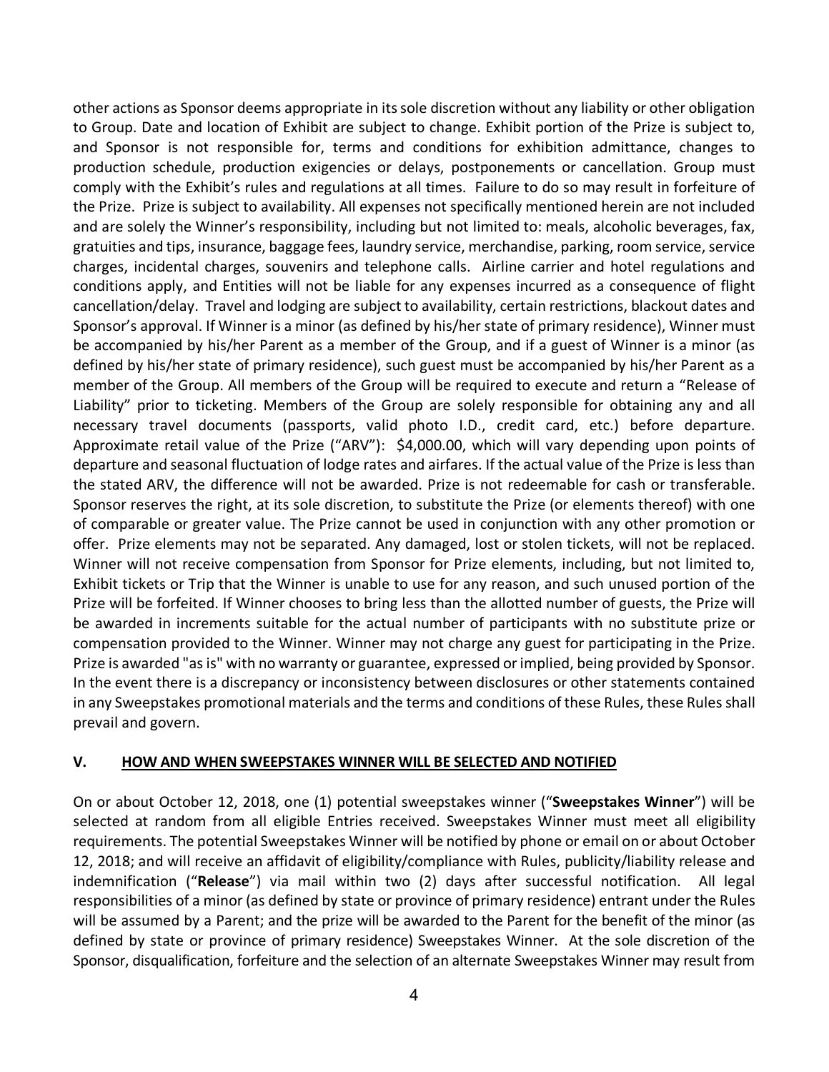other actions as Sponsor deems appropriate in its sole discretion without any liability or other obligation to Group. Date and location of Exhibit are subject to change. Exhibit portion of the Prize is subject to, and Sponsor is not responsible for, terms and conditions for exhibition admittance, changes to production schedule, production exigencies or delays, postponements or cancellation. Group must comply with the Exhibit's rules and regulations at all times. Failure to do so may result in forfeiture of the Prize. Prize is subject to availability. All expenses not specifically mentioned herein are not included and are solely the Winner's responsibility, including but not limited to: meals, alcoholic beverages, fax, gratuities and tips, insurance, baggage fees, laundry service, merchandise, parking, room service, service charges, incidental charges, souvenirs and telephone calls. Airline carrier and hotel regulations and conditions apply, and Entities will not be liable for any expenses incurred as a consequence of flight cancellation/delay. Travel and lodging are subject to availability, certain restrictions, blackout dates and Sponsor's approval. If Winner is a minor (as defined by his/her state of primary residence), Winner must be accompanied by his/her Parent as a member of the Group, and if a guest of Winner is a minor (as defined by his/her state of primary residence), such guest must be accompanied by his/her Parent as a member of the Group. All members of the Group will be required to execute and return a "Release of Liability" prior to ticketing. Members of the Group are solely responsible for obtaining any and all necessary travel documents (passports, valid photo I.D., credit card, etc.) before departure. Approximate retail value of the Prize ("ARV"): $4,000.00, which will vary depending upon points of departure and seasonal fluctuation of lodge rates and airfares. If the actual value of the Prize is less than the stated ARV, the difference will not be awarded. Prize is not redeemable for cash or transferable. Sponsor reserves the right, at its sole discretion, to substitute the Prize (or elements thereof) with one of comparable or greater value. The Prize cannot be used in conjunction with any other promotion or offer. Prize elements may not be separated. Any damaged, lost or stolen tickets, will not be replaced. Winner will not receive compensation from Sponsor for Prize elements, including, but not limited to, Exhibit tickets or Trip that the Winner is unable to use for any reason, and such unused portion of the Prize will be forfeited. If Winner chooses to bring less than the allotted number of guests, the Prize will be awarded in increments suitable for the actual number of participants with no substitute prize or compensation provided to the Winner. Winner may not charge any guest for participating in the Prize. Prize is awarded "as is" with no warranty or guarantee, expressed or implied, being provided by Sponsor. In the event there is a discrepancy or inconsistency between disclosures or other statements contained in any Sweepstakes promotional materials and the terms and conditions of these Rules, these Rules shall prevail and govern.

## V. HOW AND WHEN SWEEPSTAKES WINNER WILL BE SELECTED AND NOTIFIED

On or about October 12, 2018, one (1) potential sweepstakes winner ("**Sweepstakes Winner**") will be selected at random from all eligible Entries received. Sweepstakes Winner must meet all eligibility requirements. The potential Sweepstakes Winner will be notified by phone or email on or about October 12, 2018; and will receive an affidavit of eligibility/compliance with Rules, publicity/liability release and indemnification ("**Release**") via mail within two (2) days after successful notification. All legal responsibilities of a minor (as defined by state or province of primary residence) entrant under the Rules will be assumed by a Parent; and the prize will be awarded to the Parent for the benefit of the minor (as defined by state or province of primary residence) Sweepstakes Winner. At the sole discretion of the Sponsor, disqualification, forfeiture and the selection of an alternate Sweepstakes Winner may result from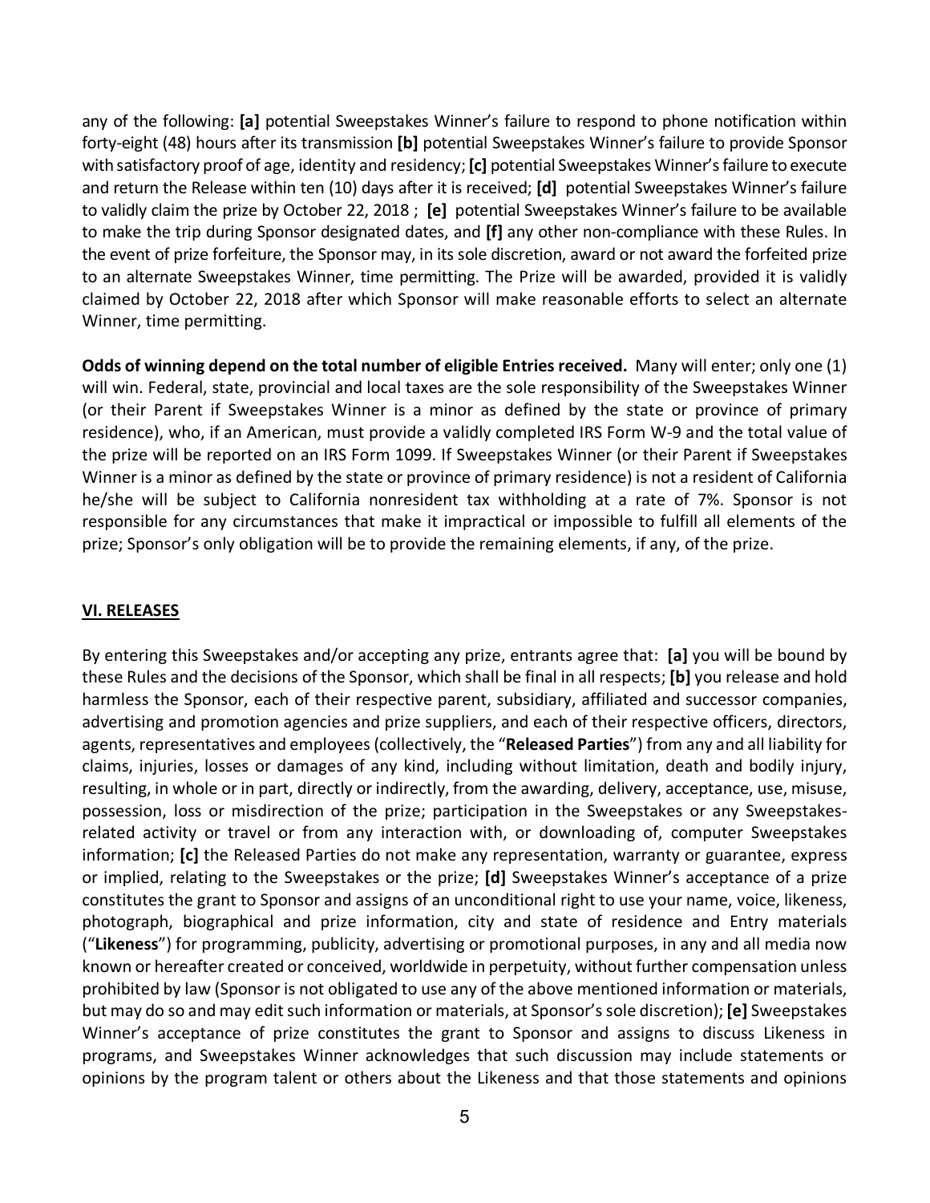any of the following: **[a]** potential Sweepstakes Winner's failure to respond to phone notification within forty-eight (48) hours after its transmission **[b]** potential Sweepstakes Winner's failure to provide Sponsor with satisfactory proof of age, identity and residency; **[c]** potential Sweepstakes Winner's failure to execute and return the Release within ten (10) days after it is received; **[d]** potential Sweepstakes Winner's failure to validly claim the prize by October 22, 2018 ; **[e]** potential Sweepstakes Winner's failure to be available to make the trip during Sponsor designated dates, and **[f]** any other non-compliance with these Rules. In the event of prize forfeiture, the Sponsor may, in its sole discretion, award or not award the forfeited prize to an alternate Sweepstakes Winner, time permitting. The Prize will be awarded, provided it is validly claimed by October 22, 2018 after which Sponsor will make reasonable efforts to select an alternate Winner, time permitting.

**Odds of winning depend on the total number of eligible Entries received.** Many will enter; only one (1) will win. Federal, state, provincial and local taxes are the sole responsibility of the Sweepstakes Winner (or their Parent if Sweepstakes Winner is a minor as defined by the state or province of primary residence), who, if an American, must provide a validly completed IRS Form W-9 and the total value of the prize will be reported on an IRS Form 1099. If Sweepstakes Winner (or their Parent if Sweepstakes Winner is a minor as defined by the state or province of primary residence) is not a resident of California he/she will be subject to California nonresident tax withholding at a rate of 7%. Sponsor is not responsible for any circumstances that make it impractical or impossible to fulfill all elements of the prize; Sponsor's only obligation will be to provide the remaining elements, if any, of the prize.

## VI. RELEASES

By entering this Sweepstakes and/or accepting any prize, entrants agree that: **[a]** you will be bound by these Rules and the decisions of the Sponsor, which shall be final in all respects; **[b]** you release and hold harmless the Sponsor, each of their respective parent, subsidiary, affiliated and successor companies, advertising and promotion agencies and prize suppliers, and each of their respective officers, directors, agents, representatives and employees (collectively, the "**Released Parties**") from any and all liability for claims, injuries, losses or damages of any kind, including without limitation, death and bodily injury, resulting, in whole or in part, directly or indirectly, from the awarding, delivery, acceptance, use, misuse, possession, loss or misdirection of the prize; participation in the Sweepstakes or any Sweepstakes-related activity or travel or from any interaction with, or downloading of, computer Sweepstakes information; **[c]** the Released Parties do not make any representation, warranty or guarantee, express or implied, relating to the Sweepstakes or the prize; **[d]** Sweepstakes Winner's acceptance of a prize constitutes the grant to Sponsor and assigns of an unconditional right to use your name, voice, likeness, photograph, biographical and prize information, city and state of residence and Entry materials ("**Likeness**") for programming, publicity, advertising or promotional purposes, in any and all media now known or hereafter created or conceived, worldwide in perpetuity, without further compensation unless prohibited by law (Sponsor is not obligated to use any of the above mentioned information or materials, but may do so and may edit such information or materials, at Sponsor's sole discretion); **[e]** Sweepstakes Winner's acceptance of prize constitutes the grant to Sponsor and assigns to discuss Likeness in programs, and Sweepstakes Winner acknowledges that such discussion may include statements or opinions by the program talent or others about the Likeness and that those statements and opinions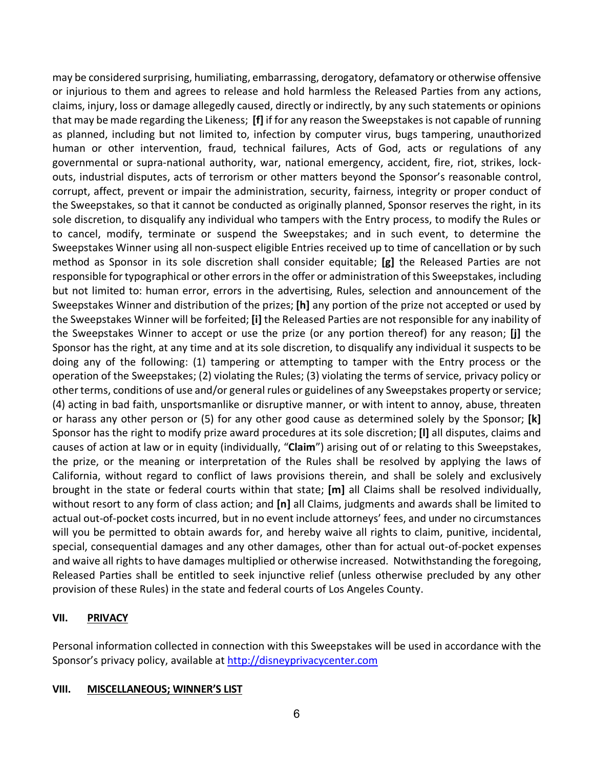may be considered surprising, humiliating, embarrassing, derogatory, defamatory or otherwise offensive or injurious to them and agrees to release and hold harmless the Released Parties from any actions, claims, injury, loss or damage allegedly caused, directly or indirectly, by any such statements or opinions that may be made regarding the Likeness; **[f]** if for any reason the Sweepstakes is not capable of running as planned, including but not limited to, infection by computer virus, bugs tampering, unauthorized human or other intervention, fraud, technical failures, Acts of God, acts or regulations of any governmental or supra-national authority, war, national emergency, accident, fire, riot, strikes, lock-outs, industrial disputes, acts of terrorism or other matters beyond the Sponsor's reasonable control, corrupt, affect, prevent or impair the administration, security, fairness, integrity or proper conduct of the Sweepstakes, so that it cannot be conducted as originally planned, Sponsor reserves the right, in its sole discretion, to disqualify any individual who tampers with the Entry process, to modify the Rules or to cancel, modify, terminate or suspend the Sweepstakes; and in such event, to determine the Sweepstakes Winner using all non-suspect eligible Entries received up to time of cancellation or by such method as Sponsor in its sole discretion shall consider equitable; **[g]** the Released Parties are not responsible for typographical or other errors in the offer or administration of this Sweepstakes, including but not limited to: human error, errors in the advertising, Rules, selection and announcement of the Sweepstakes Winner and distribution of the prizes; **[h]** any portion of the prize not accepted or used by the Sweepstakes Winner will be forfeited; **[i]** the Released Parties are not responsible for any inability of the Sweepstakes Winner to accept or use the prize (or any portion thereof) for any reason; **[j]** the Sponsor has the right, at any time and at its sole discretion, to disqualify any individual it suspects to be doing any of the following: (1) tampering or attempting to tamper with the Entry process or the operation of the Sweepstakes; (2) violating the Rules; (3) violating the terms of service, privacy policy or other terms, conditions of use and/or general rules or guidelines of any Sweepstakes property or service; (4) acting in bad faith, unsportsmanlike or disruptive manner, or with intent to annoy, abuse, threaten or harass any other person or (5) for any other good cause as determined solely by the Sponsor; **[k]** Sponsor has the right to modify prize award procedures at its sole discretion; **[l]** all disputes, claims and causes of action at law or in equity (individually, "**Claim**") arising out of or relating to this Sweepstakes, the prize, or the meaning or interpretation of the Rules shall be resolved by applying the laws of California, without regard to conflict of laws provisions therein, and shall be solely and exclusively brought in the state or federal courts within that state; **[m]** all Claims shall be resolved individually, without resort to any form of class action; and **[n]** all Claims, judgments and awards shall be limited to actual out-of-pocket costs incurred, but in no event include attorneys' fees, and under no circumstances will you be permitted to obtain awards for, and hereby waive all rights to claim, punitive, incidental, special, consequential damages and any other damages, other than for actual out-of-pocket expenses and waive all rights to have damages multiplied or otherwise increased. Notwithstanding the foregoing, Released Parties shall be entitled to seek injunctive relief (unless otherwise precluded by any other provision of these Rules) in the state and federal courts of Los Angeles County.

## VII. PRIVACY

Personal information collected in connection with this Sweepstakes will be used in accordance with the Sponsor's privacy policy, available at http://disneyprivacycenter.com

## VIII. MISCELLANEOUS; WINNER'S LIST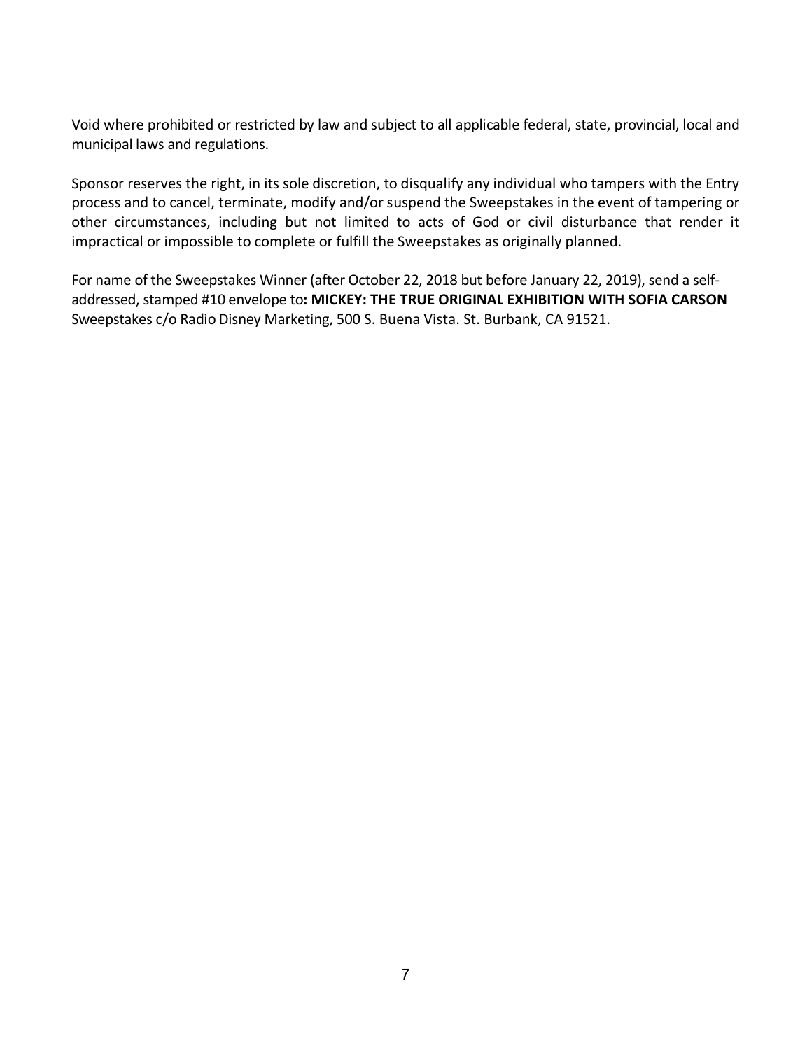Void where prohibited or restricted by law and subject to all applicable federal, state, provincial, local and municipal laws and regulations.

Sponsor reserves the right, in its sole discretion, to disqualify any individual who tampers with the Entry process and to cancel, terminate, modify and/or suspend the Sweepstakes in the event of tampering or other circumstances, including but not limited to acts of God or civil disturbance that render it impractical or impossible to complete or fulfill the Sweepstakes as originally planned.

For name of the Sweepstakes Winner (after October 22, 2018 but before January 22, 2019), send a self-addressed, stamped #10 envelope to**: MICKEY: THE TRUE ORIGINAL EXHIBITION WITH SOFIA CARSON** Sweepstakes c/o Radio Disney Marketing, 500 S. Buena Vista. St. Burbank, CA 91521.